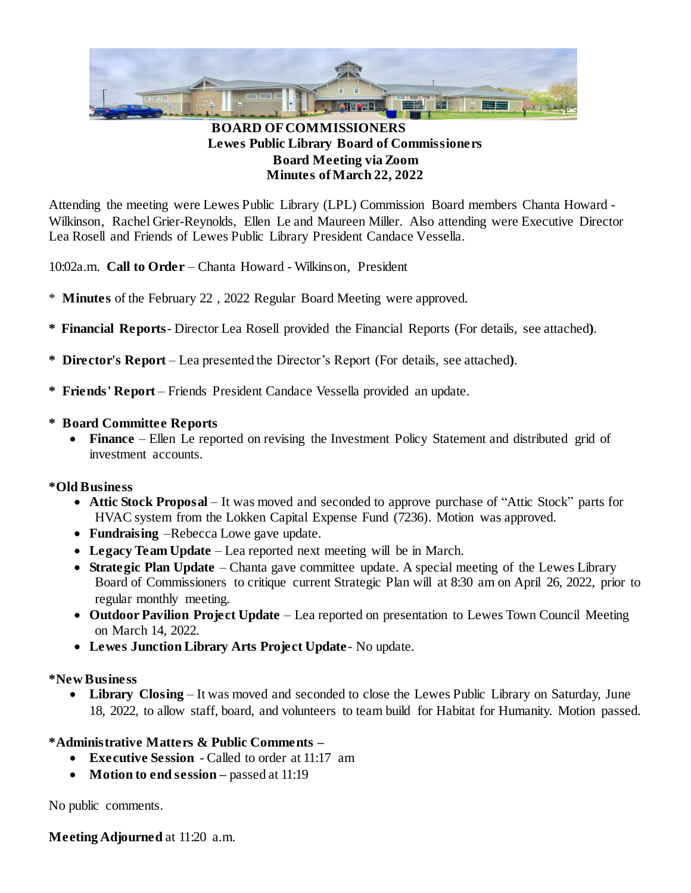**BOARD OF COMMISSIONERS**
**Lewes Public Library Board of Commissioners**
**Board Meeting via Zoom**
**Minutes of March 22, 2022**

Attending the meeting were Lewes Public Library (LPL) Commission Board members Chanta Howard - Wilkinson, Rachel Grier-Reynolds, Ellen Le and Maureen Miller. Also attending were Executive Director Lea Rosell and Friends of Lewes Public Library President Candace Vessella.

10:02a.m. **Call to Order** – Chanta Howard - Wilkinson, President

\* **Minutes** of the February 22 , 2022 Regular Board Meeting were approved.

\* **Financial Reports** - Director Lea Rosell provided the Financial Reports (For details, see attached).

\* **Director's Report** – Lea presented the Director's Report (For details, see attached).

\* **Friends' Report** – Friends President Candace Vessella provided an update.

\* **Board Committee Reports**

- **Finance** – Ellen Le reported on revising the Investment Policy Statement and distributed grid of investment accounts.

**\*Old Business**

- **Attic Stock Proposal** – It was moved and seconded to approve purchase of "Attic Stock" parts for HVAC system from the Lokken Capital Expense Fund (7236). Motion was approved.
- **Fundraising** –Rebecca Lowe gave update.
- **Legacy Team Update** – Lea reported next meeting will be in March.
- **Strategic Plan Update** – Chanta gave committee update. A special meeting of the Lewes Library Board of Commissioners to critique current Strategic Plan will at 8:30 am on April 26, 2022, prior to regular monthly meeting.
- **Outdoor Pavilion Project Update** – Lea reported on presentation to Lewes Town Council Meeting on March 14, 2022.
- **Lewes Junction Library Arts Project Update** - No update.

**\*New Business**

- **Library Closing** – It was moved and seconded to close the Lewes Public Library on Saturday, June 18, 2022, to allow staff, board, and volunteers to team build for Habitat for Humanity. Motion passed.

**\*Administrative Matters & Public Comments –**

- **Executive Session** - Called to order at 11:17 am
- **Motion to end session –** passed at 11:19

No public comments.

**Meeting Adjourned** at 11:20 a.m.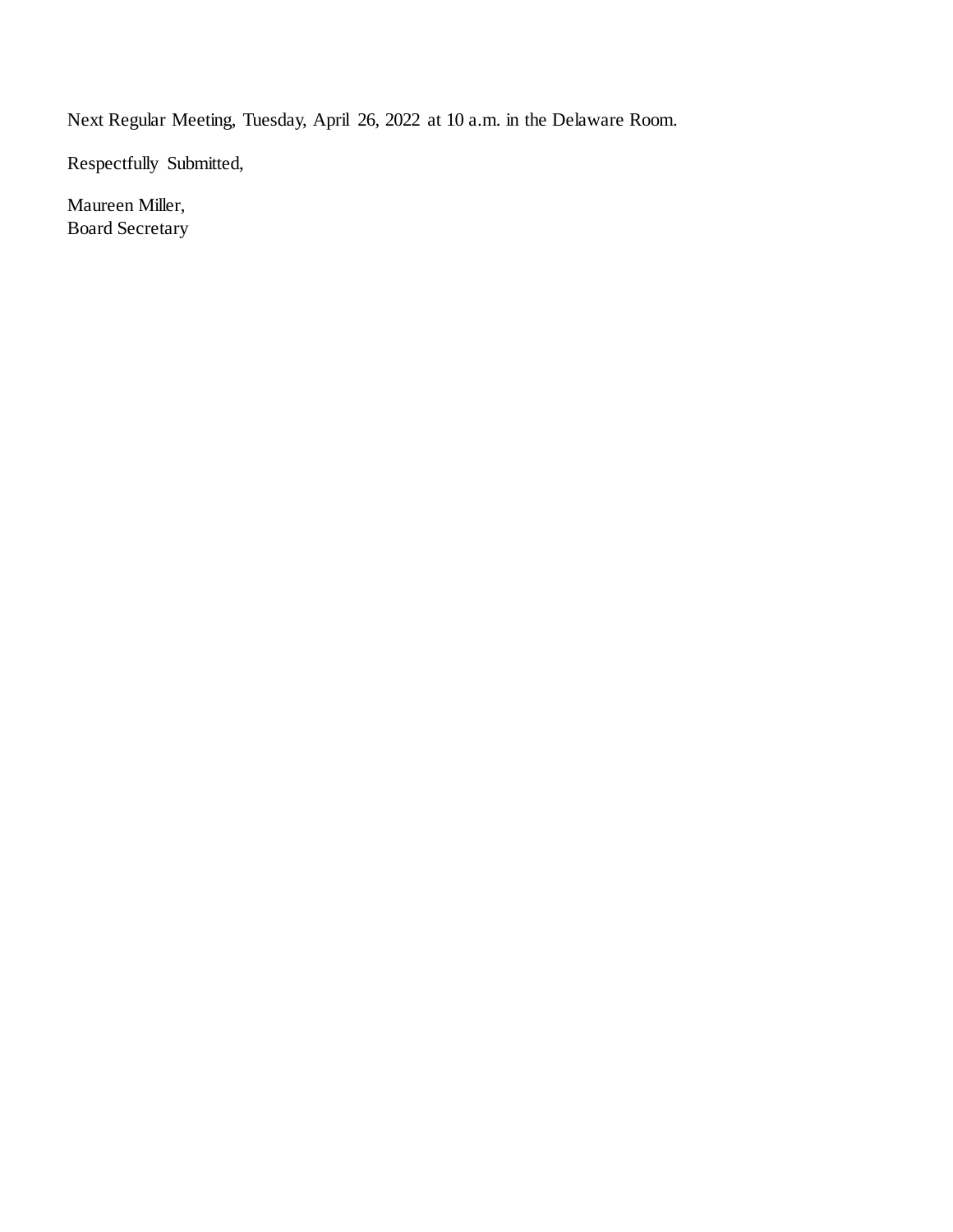Next Regular Meeting, Tuesday, April 26, 2022 at 10 a.m. in the Delaware Room.

Respectfully Submitted,

Maureen Miller,
Board Secretary